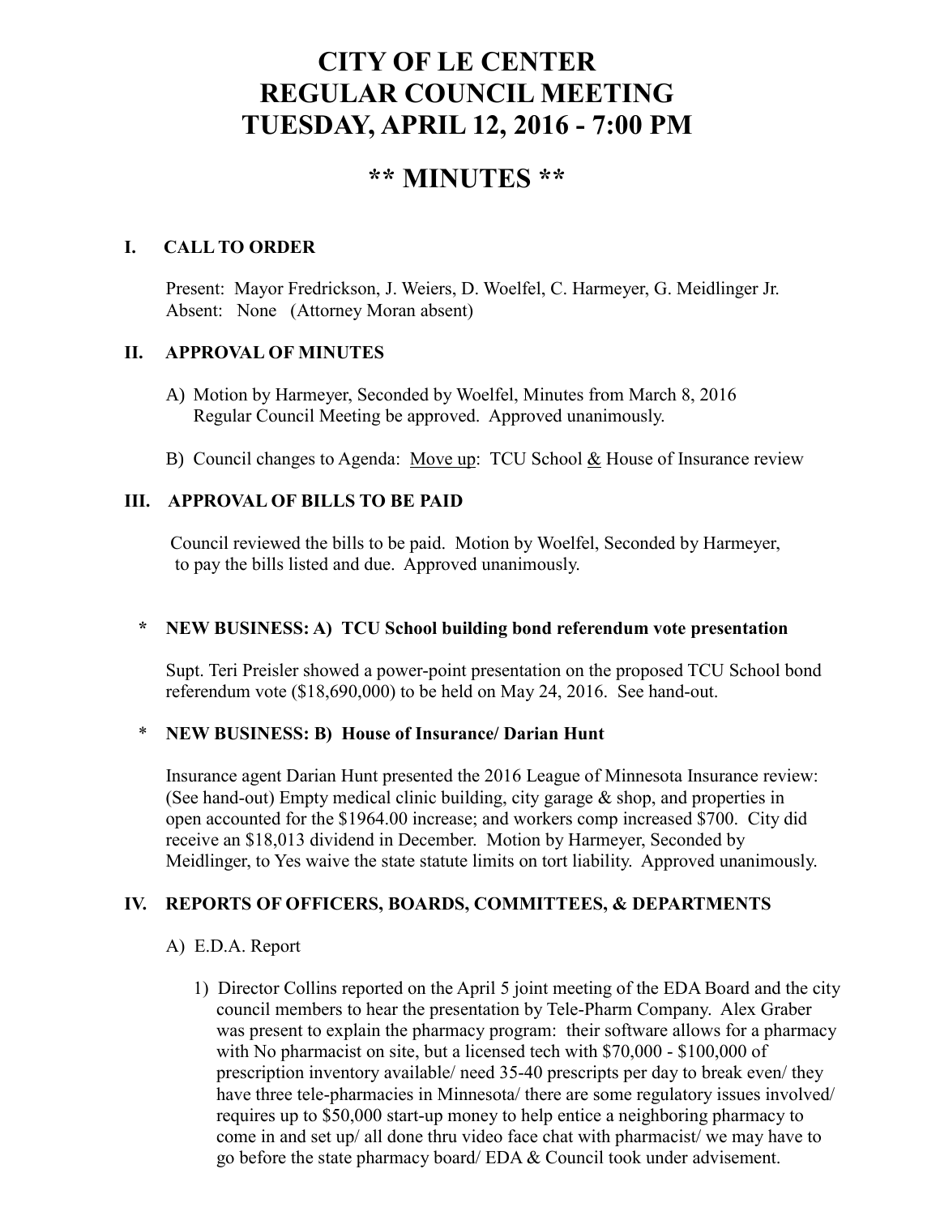# CITY OF LE CENTER
# REGULAR COUNCIL MEETING
# TUESDAY, APRIL 12, 2016 - 7:00 PM

## ** MINUTES **

### I. CALL TO ORDER

Present: Mayor Fredrickson, J. Weiers, D. Woelfel, C. Harmeyer, G. Meidlinger Jr.
Absent: None (Attorney Moran absent)

### II. APPROVAL OF MINUTES

A) Motion by Harmeyer, Seconded by Woelfel, Minutes from March 8, 2016 Regular Council Meeting be approved. Approved unanimously.

B) Council changes to Agenda: Move up: TCU School & House of Insurance review

### III. APPROVAL OF BILLS TO BE PAID

Council reviewed the bills to be paid. Motion by Woelfel, Seconded by Harmeyer, to pay the bills listed and due. Approved unanimously.

**\* NEW BUSINESS: A) TCU School building bond referendum vote presentation**

Supt. Teri Preisler showed a power-point presentation on the proposed TCU School bond referendum vote ($18,690,000) to be held on May 24, 2016. See hand-out.

**\* NEW BUSINESS: B) House of Insurance/ Darian Hunt**

Insurance agent Darian Hunt presented the 2016 League of Minnesota Insurance review: (See hand-out) Empty medical clinic building, city garage & shop, and properties in open accounted for the $1964.00 increase; and workers comp increased $700. City did receive an $18,013 dividend in December. Motion by Harmeyer, Seconded by Meidlinger, to Yes waive the state statute limits on tort liability. Approved unanimously.

### IV. REPORTS OF OFFICERS, BOARDS, COMMITTEES, & DEPARTMENTS

A) E.D.A. Report

1) Director Collins reported on the April 5 joint meeting of the EDA Board and the city council members to hear the presentation by Tele-Pharm Company. Alex Graber was present to explain the pharmacy program: their software allows for a pharmacy with No pharmacist on site, but a licensed tech with $70,000 - $100,000 of prescription inventory available/ need 35-40 prescripts per day to break even/ they have three tele-pharmacies in Minnesota/ there are some regulatory issues involved/ requires up to $50,000 start-up money to help entice a neighboring pharmacy to come in and set up/ all done thru video face chat with pharmacist/ we may have to go before the state pharmacy board/ EDA & Council took under advisement.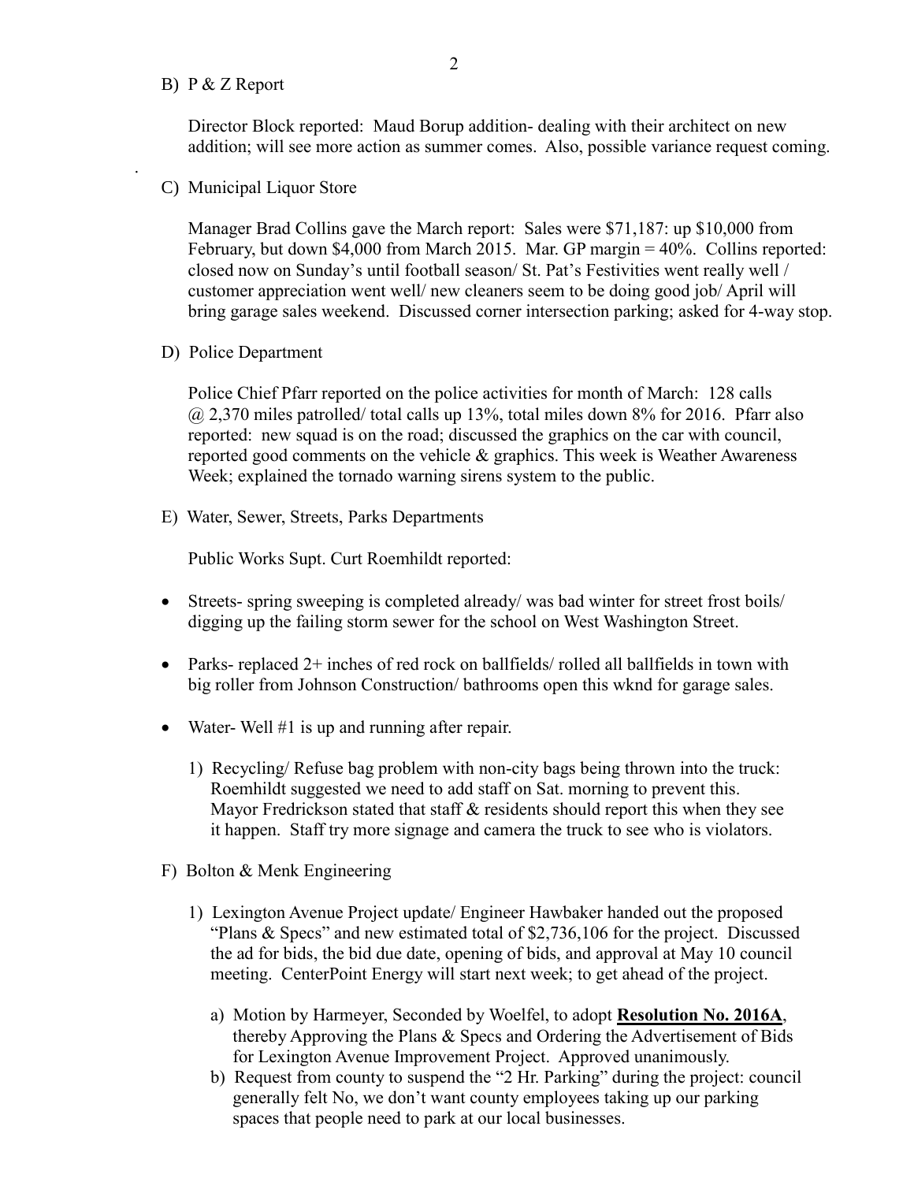B) P & Z Report

Director Block reported: Maud Borup addition- dealing with their architect on new addition; will see more action as summer comes. Also, possible variance request coming.

.

C) Municipal Liquor Store

Manager Brad Collins gave the March report: Sales were $71,187: up $10,000 from February, but down $4,000 from March 2015. Mar. GP margin = 40%. Collins reported: closed now on Sunday's until football season/ St. Pat's Festivities went really well / customer appreciation went well/ new cleaners seem to be doing good job/ April will bring garage sales weekend. Discussed corner intersection parking; asked for 4-way stop.

D) Police Department

Police Chief Pfarr reported on the police activities for month of March: 128 calls @ 2,370 miles patrolled/ total calls up 13%, total miles down 8% for 2016. Pfarr also reported: new squad is on the road; discussed the graphics on the car with council, reported good comments on the vehicle & graphics. This week is Weather Awareness Week; explained the tornado warning sirens system to the public.

E) Water, Sewer, Streets, Parks Departments

Public Works Supt. Curt Roemhildt reported:

- Streets- spring sweeping is completed already/ was bad winter for street frost boils/ digging up the failing storm sewer for the school on West Washington Street.
- Parks- replaced 2+ inches of red rock on ballfields/ rolled all ballfields in town with big roller from Johnson Construction/ bathrooms open this wknd for garage sales.
- Water- Well #1 is up and running after repair.

1) Recycling/ Refuse bag problem with non-city bags being thrown into the truck: Roemhildt suggested we need to add staff on Sat. morning to prevent this. Mayor Fredrickson stated that staff & residents should report this when they see it happen. Staff try more signage and camera the truck to see who is violators.

F) Bolton & Menk Engineering

1) Lexington Avenue Project update/ Engineer Hawbaker handed out the proposed "Plans & Specs" and new estimated total of $2,736,106 for the project. Discussed the ad for bids, the bid due date, opening of bids, and approval at May 10 council meeting. CenterPoint Energy will start next week; to get ahead of the project.

   a) Motion by Harmeyer, Seconded by Woelfel, to adopt **Resolution No. 2016A**, thereby Approving the Plans & Specs and Ordering the Advertisement of Bids for Lexington Avenue Improvement Project. Approved unanimously.
   
   b) Request from county to suspend the "2 Hr. Parking" during the project: council generally felt No, we don't want county employees taking up our parking spaces that people need to park at our local businesses.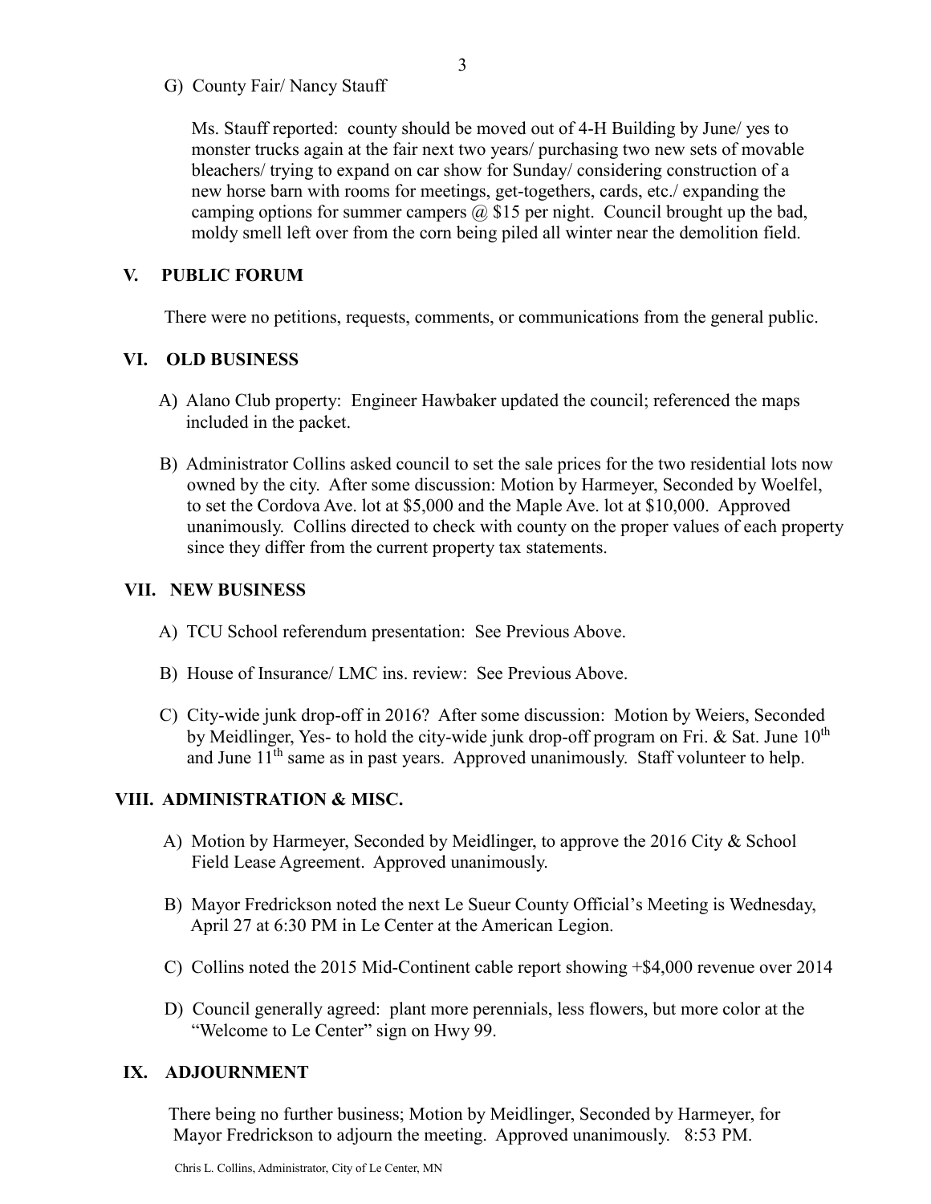G) County Fair/ Nancy Stauff

Ms. Stauff reported: county should be moved out of 4-H Building by June/ yes to monster trucks again at the fair next two years/ purchasing two new sets of movable bleachers/ trying to expand on car show for Sunday/ considering construction of a new horse barn with rooms for meetings, get-togethers, cards, etc./ expanding the camping options for summer campers @ $15 per night. Council brought up the bad, moldy smell left over from the corn being piled all winter near the demolition field.

## V. PUBLIC FORUM

There were no petitions, requests, comments, or communications from the general public.

## VI. OLD BUSINESS

A) Alano Club property: Engineer Hawbaker updated the council; referenced the maps included in the packet.

B) Administrator Collins asked council to set the sale prices for the two residential lots now owned by the city. After some discussion: Motion by Harmeyer, Seconded by Woelfel, to set the Cordova Ave. lot at $5,000 and the Maple Ave. lot at $10,000. Approved unanimously. Collins directed to check with county on the proper values of each property since they differ from the current property tax statements.

## VII. NEW BUSINESS

A) TCU School referendum presentation: See Previous Above.

B) House of Insurance/ LMC ins. review: See Previous Above.

C) City-wide junk drop-off in 2016? After some discussion: Motion by Weiers, Seconded by Meidlinger, Yes- to hold the city-wide junk drop-off program on Fri. & Sat. June 10th and June 11th same as in past years. Approved unanimously. Staff volunteer to help.

## VIII. ADMINISTRATION & MISC.

A) Motion by Harmeyer, Seconded by Meidlinger, to approve the 2016 City & School Field Lease Agreement. Approved unanimously.

B) Mayor Fredrickson noted the next Le Sueur County Official's Meeting is Wednesday, April 27 at 6:30 PM in Le Center at the American Legion.

C) Collins noted the 2015 Mid-Continent cable report showing +$4,000 revenue over 2014

D) Council generally agreed: plant more perennials, less flowers, but more color at the "Welcome to Le Center" sign on Hwy 99.

## IX. ADJOURNMENT

There being no further business; Motion by Meidlinger, Seconded by Harmeyer, for Mayor Fredrickson to adjourn the meeting. Approved unanimously. 8:53 PM.

Chris L. Collins, Administrator, City of Le Center, MN